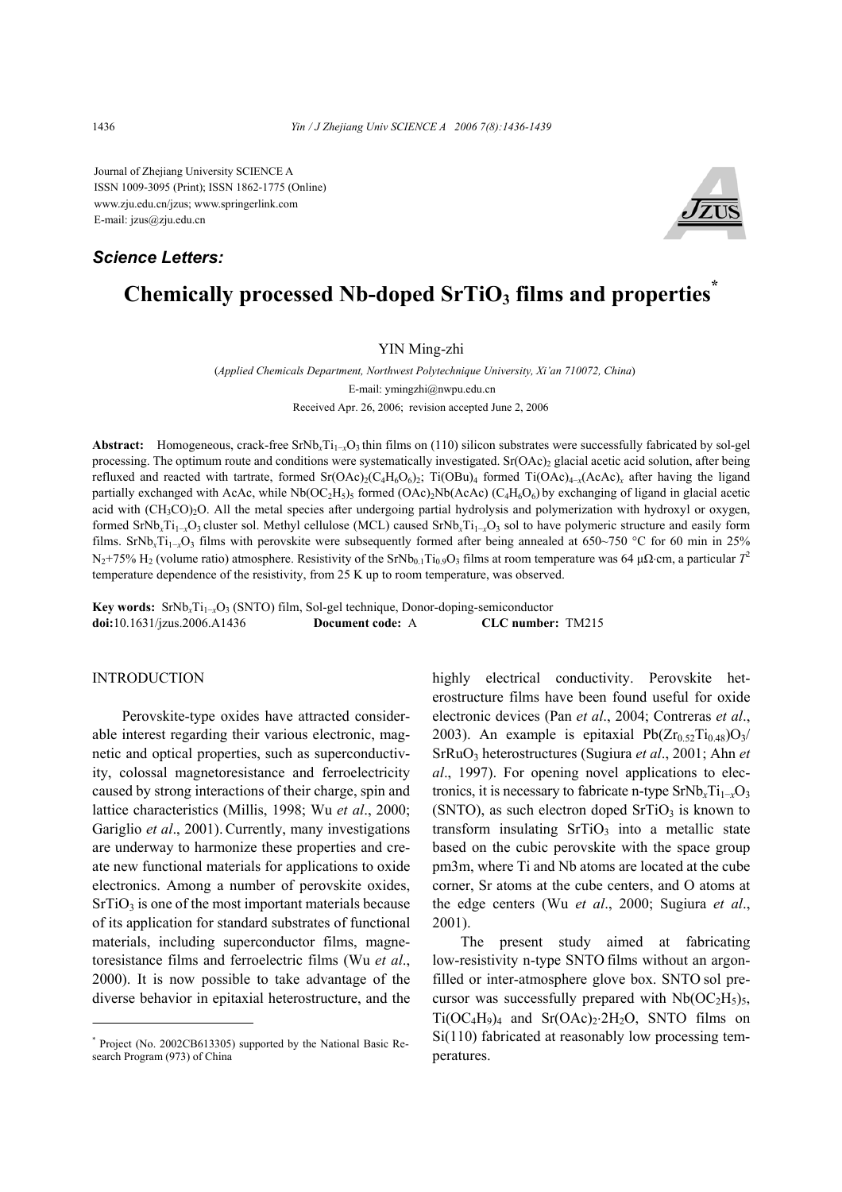Journal of Zhejiang University SCIENCE A
ISSN 1009-3095 (Print); ISSN 1862-1775 (Online)
www.zju.edu.cn/jzus; www.springerlink.com
E-mail: jzus@zju.edu.cn

***Science Letters:***

# Chemically processed Nb-doped $SrTiO_3$ films and properties*

YIN Ming-zhi

(*Applied Chemicals Department, Northwest Polytechnique University, Xi'an 710072, China*)
E-mail: ymingzhi@nwpu.edu.cn
Received Apr. 26, 2006; revision accepted June 2, 2006

**Abstract:** Homogeneous, crack-free $SrNb_xTi_{1-x}O_3$ thin films on (110) silicon substrates were successfully fabricated by sol-gel processing. The optimum route and conditions were systematically investigated. $Sr(OAc)_2$ glacial acetic acid solution, after being refluxed and reacted with tartrate, formed $Sr(OAc)_2(C_4H_6O_6)_2$; $Ti(OBu)_4$ formed $Ti(OAc)_{4-x}(AcAc)_x$ after having the ligand partially exchanged with AcAc, while $Nb(OC_2H_5)_5$ formed $(OAc)_2Nb(AcAc)$ $(C_4H_6O_6)$ by exchanging of ligand in glacial acetic acid with $(CH_3CO)_2O$. All the metal species after undergoing partial hydrolysis and polymerization with hydroxyl or oxygen, formed $SrNb_xTi_{1-x}O_3$ cluster sol. Methyl cellulose (MCL) caused $SrNb_xTi_{1-x}O_3$ sol to have polymeric structure and easily form films. $SrNb_xTi_{1-x}O_3$ films with perovskite were subsequently formed after being annealed at 650~750 °C for 60 min in 25% $N_2$+75% $H_2$ (volume ratio) atmosphere. Resistivity of the $SrNb_{0.1}Ti_{0.9}O_3$ films at room temperature was 64 μΩ·cm, a particular $T^2$ temperature dependence of the resistivity, from 25 K up to room temperature, was observed.

**Key words:** $SrNb_xTi_{1-x}O_3$ (SNTO) film, Sol-gel technique, Donor-doping-semiconductor
**doi:**10.1631/jzus.2006.A1436 **Document code:** A **CLC number:** TM215

## INTRODUCTION

Perovskite-type oxides have attracted considerable interest regarding their various electronic, magnetic and optical properties, such as superconductivity, colossal magnetoresistance and ferroelectricity caused by strong interactions of their charge, spin and lattice characteristics (Millis, 1998; Wu *et al*., 2000; Gariglio *et al*., 2001). Currently, many investigations are underway to harmonize these properties and create new functional materials for applications to oxide electronics. Among a number of perovskite oxides, $SrTiO_3$ is one of the most important materials because of its application for standard substrates of functional materials, including superconductor films, magnetoresistance films and ferroelectric films (Wu *et al*., 2000). It is now possible to take advantage of the diverse behavior in epitaxial heterostructure, and the highly electrical conductivity. Perovskite heterostructure films have been found useful for oxide electronic devices (Pan *et al*., 2004; Contreras *et al*., 2003). An example is epitaxial $Pb(Zr_{0.52}Ti_{0.48})O_3$/$SrRuO_3$ heterostructures (Sugiura *et al*., 2001; Ahn *et al*., 1997). For opening novel applications to electronics, it is necessary to fabricate n-type $SrNb_xTi_{1-x}O_3$ (SNTO), as such electron doped $SrTiO_3$ is known to transform insulating $SrTiO_3$ into a metallic state based on the cubic perovskite with the space group pm3m, where Ti and Nb atoms are located at the cube corner, Sr atoms at the cube centers, and O atoms at the edge centers (Wu *et al*., 2000; Sugiura *et al*., 2001).

The present study aimed at fabricating low-resistivity n-type SNTO films without an argon-filled or inter-atmosphere glove box. SNTO sol precursor was successfully prepared with $Nb(OC_2H_5)_5$, $Ti(OC_4H_9)_4$ and $Sr(OAc)_2{\cdot}2H_2O$, SNTO films on Si(110) fabricated at reasonably low processing temperatures.

---

\* Project (No. 2002CB613305) supported by the National Basic Research Program (973) of China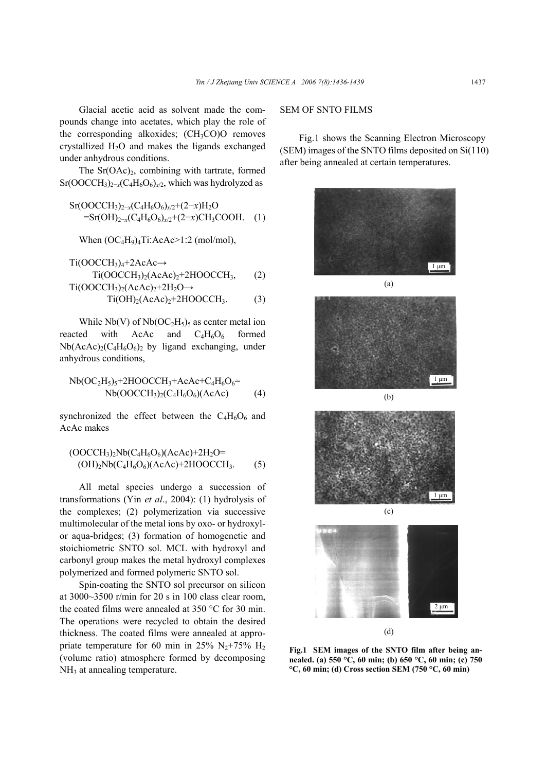Glacial acetic acid as solvent made the compounds change into acetates, which play the role of the corresponding alkoxides; $(CH_3CO)O$ removes crystallized $H_2O$ and makes the ligands exchanged under anhydrous conditions.

The $Sr(OAc)_2$, combining with tartrate, formed $Sr(OOCCH_3)_{2-x}(C_4H_6O_6)_{x/2}$, which was hydrolyzed as

$$Sr(OOCCH_3)_{2-x}(C_4H_6O_6)_{x/2}+(2-x)H_2O =Sr(OH)_{2-x}(C_4H_6O_6)_{x/2}+(2-x)CH_3COOH. \quad (1)$$

When $(OC_4H_9)_4Ti$:AcAc>1:2 (mol/mol),

$$Ti(OOCCH_3)_4+2AcAc \rightarrow Ti(OOCCH_3)_2(AcAc)_2+2HOOCCH_3, \quad (2)$$

$$Ti(OOCCH_3)_2(AcAc)_2+2H_2O \rightarrow Ti(OH)_2(AcAc)_2+2HOOCCH_3. \quad (3)$$

While Nb(V) of $Nb(OC_2H_5)_5$ as center metal ion reacted with AcAc and $C_4H_6O_6$ formed $Nb(AcAc)_2(C_4H_6O_6)_2$ by ligand exchanging, under anhydrous conditions,

$$Nb(OC_2H_5)_5+2HOOCCH_3+AcAc+C_4H_6O_6= Nb(OOCCH_3)_2(C_4H_6O_6)(AcAc) \quad (4)$$

synchronized the effect between the $C_4H_6O_6$ and AcAc makes

$$(OOCCH_3)_2Nb(C_4H_6O_6)(AcAc)+2H_2O= (OH)_2Nb(C_4H_6O_6)(AcAc)+2HOOCCH_3. \quad (5)$$

All metal species undergo a succession of transformations (Yin *et al*., 2004): (1) hydrolysis of the complexes; (2) polymerization via successive multimolecular of the metal ions by oxo- or hydroxyl- or aqua-bridges; (3) formation of homogenetic and stoichiometric SNTO sol. MCL with hydroxyl and carbonyl group makes the metal hydroxyl complexes polymerized and formed polymeric SNTO sol.

Spin-coating the SNTO sol precursor on silicon at 3000~3500 r/min for 20 s in 100 class clear room, the coated films were annealed at 350 °C for 30 min. The operations were recycled to obtain the desired thickness. The coated films were annealed at appropriate temperature for 60 min in 25% $N_2$+75% $H_2$ (volume ratio) atmosphere formed by decomposing $NH_3$ at annealing temperature.

## SEM OF SNTO FILMS

Fig.1 shows the Scanning Electron Microscopy (SEM) images of the SNTO films deposited on Si(110) after being annealed at certain temperatures.

(a)

(b)

(c)

(d)

**Fig.1 SEM images of the SNTO film after being annealed. (a) 550 °C, 60 min; (b) 650 °C, 60 min; (c) 750 °C, 60 min; (d) Cross section SEM (750 °C, 60 min)**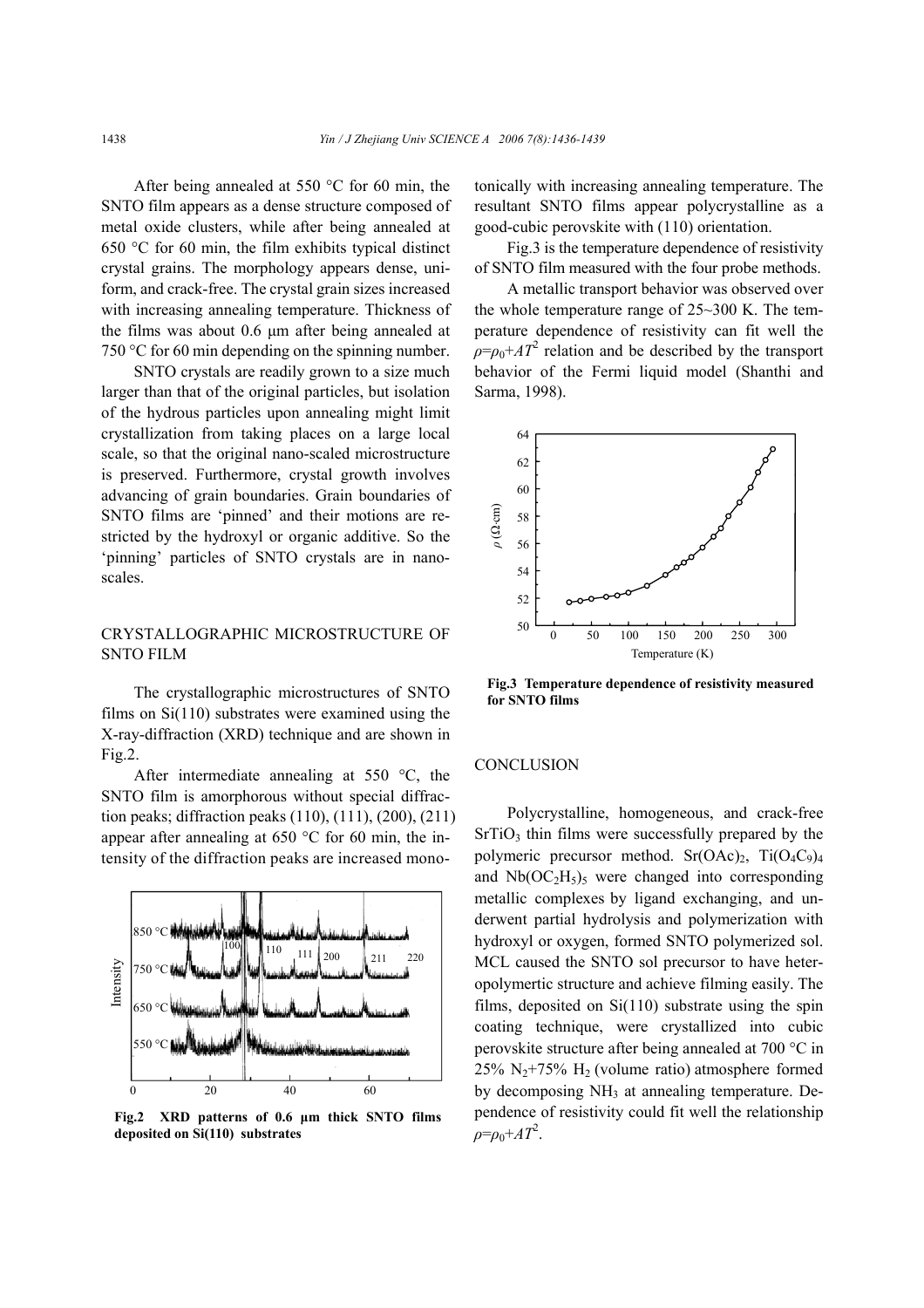After being annealed at 550 °C for 60 min, the SNTO film appears as a dense structure composed of metal oxide clusters, while after being annealed at 650 °C for 60 min, the film exhibits typical distinct crystal grains. The morphology appears dense, uniform, and crack-free. The crystal grain sizes increased with increasing annealing temperature. Thickness of the films was about 0.6 μm after being annealed at 750 °C for 60 min depending on the spinning number.

SNTO crystals are readily grown to a size much larger than that of the original particles, but isolation of the hydrous particles upon annealing might limit crystallization from taking places on a large local scale, so that the original nano-scaled microstructure is preserved. Furthermore, crystal growth involves advancing of grain boundaries. Grain boundaries of SNTO films are 'pinned' and their motions are restricted by the hydroxyl or organic additive. So the 'pinning' particles of SNTO crystals are in nano-scales.

## CRYSTALLOGRAPHIC MICROSTRUCTURE OF SNTO FILM

The crystallographic microstructures of SNTO films on Si(110) substrates were examined using the X-ray-diffraction (XRD) technique and are shown in Fig.2.

After intermediate annealing at 550 °C, the SNTO film is amorphorous without special diffraction peaks; diffraction peaks (110), (111), (200), (211) appear after annealing at 650 °C for 60 min, the intensity of the diffraction peaks are increased monotonically with increasing annealing temperature. The resultant SNTO films appear polycrystalline as a good-cubic perovskite with (110) orientation.

**Fig.2 XRD patterns of 0.6 μm thick SNTO films deposited on Si(110) substrates**

Fig.3 is the temperature dependence of resistivity of SNTO film measured with the four probe methods.

A metallic transport behavior was observed over the whole temperature range of 25~300 K. The temperature dependence of resistivity can fit well the $\rho=\rho_0+AT^2$ relation and be described by the transport behavior of the Fermi liquid model (Shanthi and Sarma, 1998).

**Fig.3 Temperature dependence of resistivity measured for SNTO films**

## CONCLUSION

Polycrystalline, homogeneous, and crack-free $SrTiO_3$ thin films were successfully prepared by the polymeric precursor method. $Sr(OAc)_2$, $Ti(O_4C_9)_4$ and $Nb(OC_2H_5)_5$ were changed into corresponding metallic complexes by ligand exchanging, and underwent partial hydrolysis and polymerization with hydroxyl or oxygen, formed SNTO polymerized sol. MCL caused the SNTO sol precursor to have heteropolymertic structure and achieve filming easily. The films, deposited on Si(110) substrate using the spin coating technique, were crystallized into cubic perovskite structure after being annealed at 700 °C in 25% $N_2$+75% $H_2$ (volume ratio) atmosphere formed by decomposing $NH_3$ at annealing temperature. Dependence of resistivity could fit well the relationship $\rho=\rho_0+AT^2$.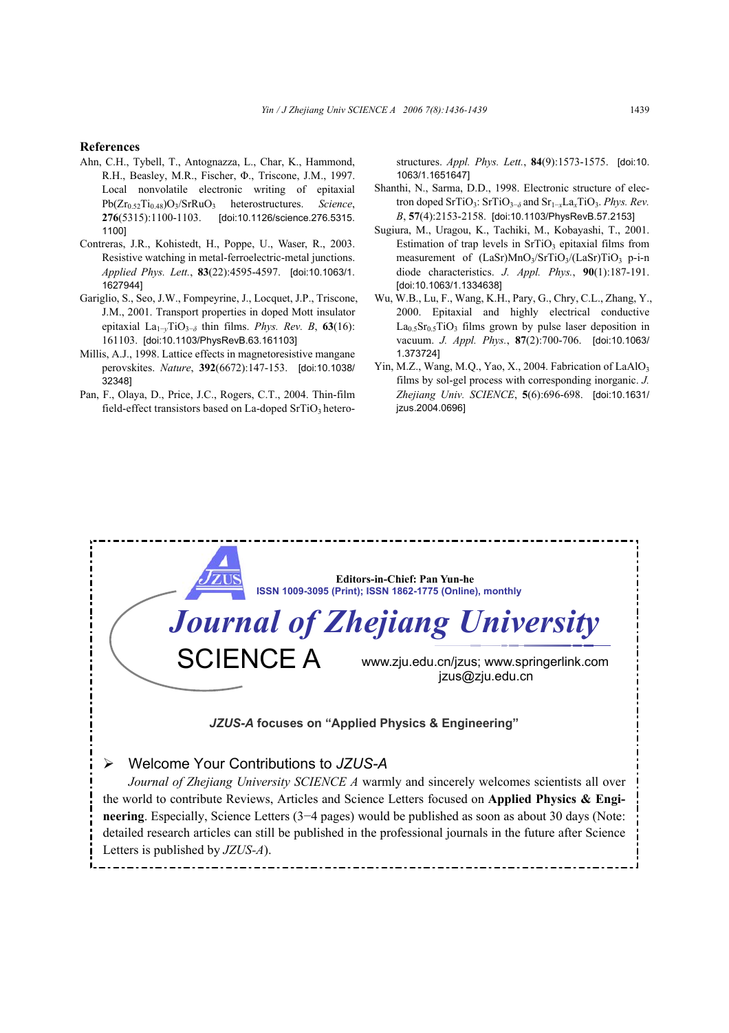## References

Ahn, C.H., Tybell, T., Antognazza, L., Char, K., Hammond, R.H., Beasley, M.R., Fischer, Φ., Triscone, J.M., 1997. Local nonvolatile electronic writing of epitaxial $Pb(Zr_{0.52}Ti_{0.48})O_3/SrRuO_3$ heterostructures. *Science*, **276**(5315):1100-1103. [doi:10.1126/science.276.5315.1100]

Contreras, J.R., Kohistedt, H., Poppe, U., Waser, R., 2003. Resistive watching in metal-ferroelectric-metal junctions. *Applied Phys. Lett.*, **83**(22):4595-4597. [doi:10.1063/1.1627944]

Gariglio, S., Seo, J.W., Fompeyrine, J., Locquet, J.P., Triscone, J.M., 2001. Transport properties in doped Mott insulator epitaxial $La_{1-y}TiO_{3-\delta}$ thin films. *Phys. Rev. B*, **63**(16):161103. [doi:10.1103/PhysRevB.63.161103]

Millis, A.J., 1998. Lattice effects in magnetoresistive mangane perovskites. *Nature*, **392**(6672):147-153. [doi:10.1038/32348]

Pan, F., Olaya, D., Price, J.C., Rogers, C.T., 2004. Thin-film field-effect transistors based on La-doped $SrTiO_3$ heterostructures. *Appl. Phys. Lett.*, **84**(9):1573-1575. [doi:10.1063/1.1651647]

Shanthi, N., Sarma, D.D., 1998. Electronic structure of electron doped $SrTiO_3$: $SrTiO_{3-\delta}$ and $Sr_{1-x}La_xTiO_3$. *Phys. Rev. B*, **57**(4):2153-2158. [doi:10.1103/PhysRevB.57.2153]

Sugiura, M., Uragou, K., Tachiki, M., Kobayashi, T., 2001. Estimation of trap levels in $SrTiO_3$ epitaxial films from measurement of $(LaSr)MnO_3/SrTiO_3/(LaSr)TiO_3$ p-i-n diode characteristics. *J. Appl. Phys.*, **90**(1):187-191. [doi:10.1063/1.1334638]

Wu, W.B., Lu, F., Wang, K.H., Pary, G., Chry, C.L., Zhang, Y., 2000. Epitaxial and highly electrical conductive $La_{0.5}Sr_{0.5}TiO_3$ films grown by pulse laser deposition in vacuum. *J. Appl. Phys.*, **87**(2):700-706. [doi:10.1063/1.373724]

Yin, M.Z., Wang, M.Q., Yao, X., 2004. Fabrication of $LaAlO_3$ films by sol-gel process with corresponding inorganic. *J. Zhejiang Univ. SCIENCE*, **5**(6):696-698. [doi:10.1631/jzus.2004.0696]

---

JZUS

**Editors-in-Chief: Pan Yun-he**

**ISSN 1009-3095 (Print); ISSN 1862-1775 (Online), monthly**

# *Journal of Zhejiang University*

# SCIENCE A

www.zju.edu.cn/jzus; www.springerlink.com

jzus@zju.edu.cn

***JZUS-A*** **focuses on "Applied Physics & Engineering"**

- Welcome Your Contributions to *JZUS-A*

*Journal of Zhejiang University SCIENCE A* warmly and sincerely welcomes scientists all over the world to contribute Reviews, Articles and Science Letters focused on **Applied Physics & Engineering**. Especially, Science Letters (3−4 pages) would be published as soon as about 30 days (Note: detailed research articles can still be published in the professional journals in the future after Science Letters is published by *JZUS-A*).